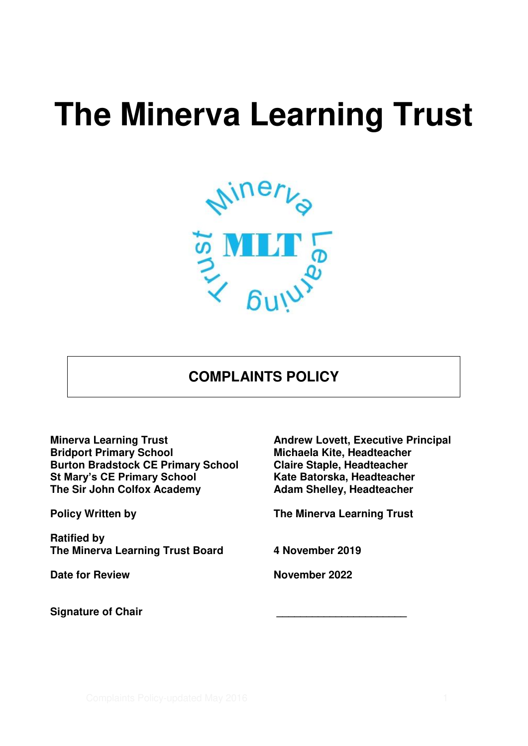# The Minerva Learning Trust

## COMPLAINTS POLICY

| | |
|---|---|
| **Minerva Learning Trust** | **Andrew Lovett, Executive Principal** |
| **Bridport Primary School** | **Michaela Kite, Headteacher** |
| **Burton Bradstock CE Primary School** | **Claire Staple, Headteacher** |
| **St Mary's CE Primary School** | **Kate Batorska, Headteacher** |
| **The Sir John Colfox Academy** | **Adam Shelley, Headteacher** |
| **Policy Written by** | **The Minerva Learning Trust** |
| **Ratified by The Minerva Learning Trust Board** | **4 November 2019** |
| **Date for Review** | **November 2022** |
| **Signature of Chair** | ______________________ |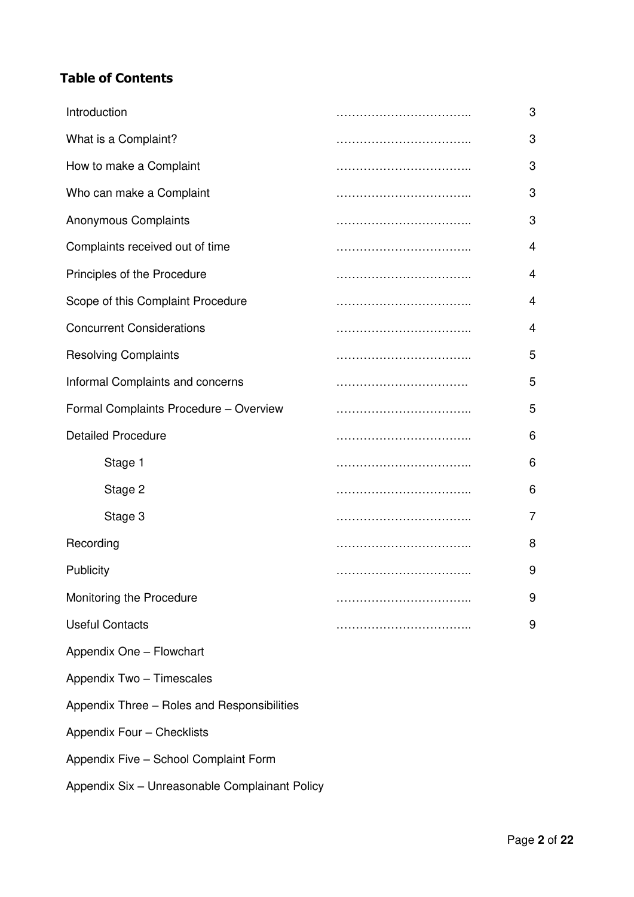## Table of Contents

| | | |
|---|---|---|
| Introduction | …………………………….. | 3 |
| What is a Complaint? | …………………………….. | 3 |
| How to make a Complaint | …………………………….. | 3 |
| Who can make a Complaint | …………………………….. | 3 |
| Anonymous Complaints | …………………………….. | 3 |
| Complaints received out of time | …………………………….. | 4 |
| Principles of the Procedure | …………………………….. | 4 |
| Scope of this Complaint Procedure | …………………………….. | 4 |
| Concurrent Considerations | …………………………….. | 4 |
| Resolving Complaints | …………………………….. | 5 |
| Informal Complaints and concerns | ……………………………. | 5 |
| Formal Complaints Procedure – Overview | …………………………….. | 5 |
| Detailed Procedure | …………………………….. | 6 |
| Stage 1 | …………………………….. | 6 |
| Stage 2 | …………………………….. | 6 |
| Stage 3 | …………………………….. | 7 |
| Recording | …………………………….. | 8 |
| Publicity | …………………………….. | 9 |
| Monitoring the Procedure | …………………………….. | 9 |
| Useful Contacts | …………………………….. | 9 |

Appendix One – Flowchart

Appendix Two – Timescales

Appendix Three – Roles and Responsibilities

Appendix Four – Checklists

Appendix Five – School Complaint Form

Appendix Six – Unreasonable Complainant Policy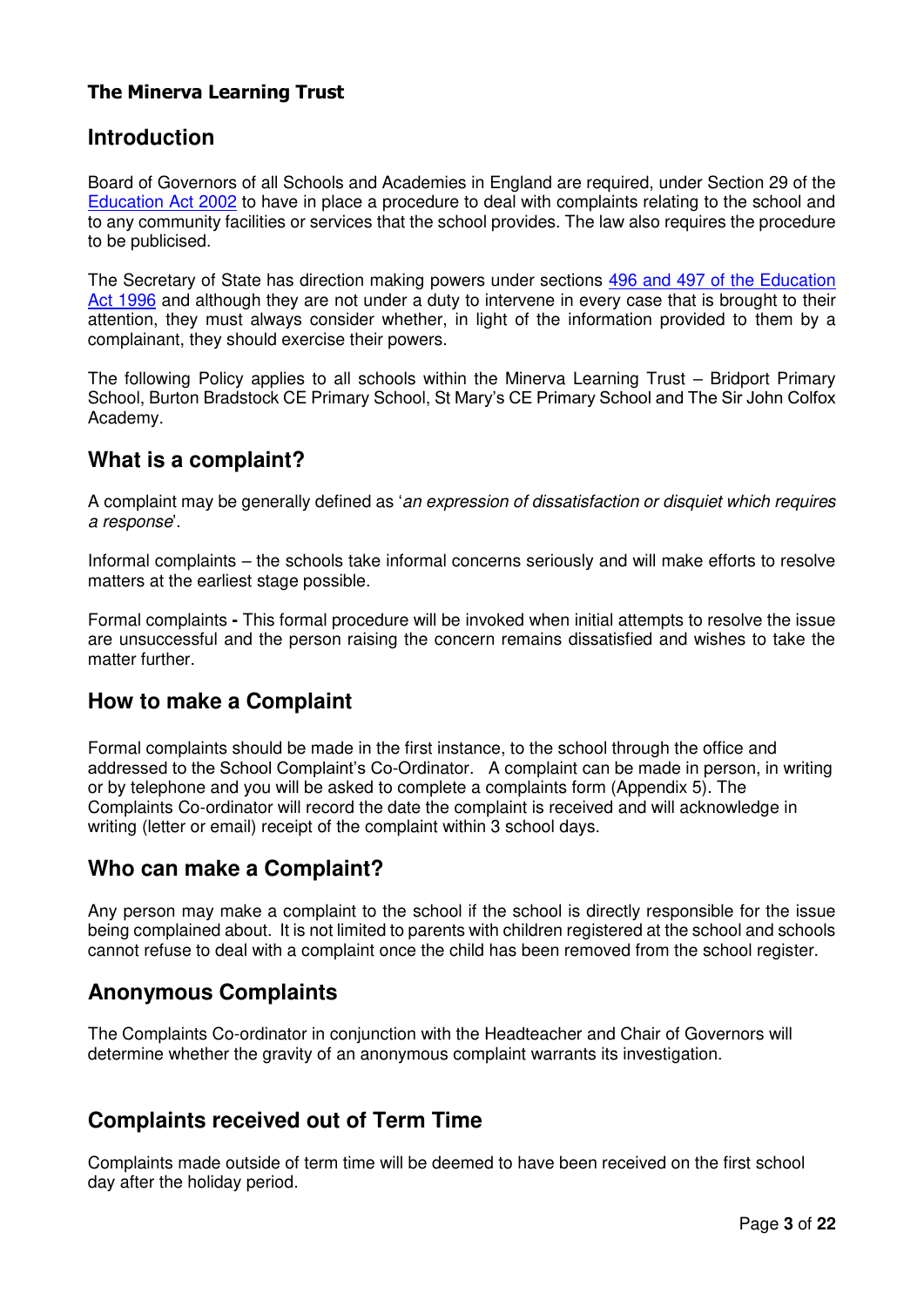**The Minerva Learning Trust**

## Introduction

Board of Governors of all Schools and Academies in England are required, under Section 29 of the Education Act 2002 to have in place a procedure to deal with complaints relating to the school and to any community facilities or services that the school provides. The law also requires the procedure to be publicised.

The Secretary of State has direction making powers under sections 496 and 497 of the Education Act 1996 and although they are not under a duty to intervene in every case that is brought to their attention, they must always consider whether, in light of the information provided to them by a complainant, they should exercise their powers.

The following Policy applies to all schools within the Minerva Learning Trust – Bridport Primary School, Burton Bradstock CE Primary School, St Mary's CE Primary School and The Sir John Colfox Academy.

## What is a complaint?

A complaint may be generally defined as '*an expression of dissatisfaction or disquiet which requires a response*'.

Informal complaints – the schools take informal concerns seriously and will make efforts to resolve matters at the earliest stage possible.

Formal complaints **-** This formal procedure will be invoked when initial attempts to resolve the issue are unsuccessful and the person raising the concern remains dissatisfied and wishes to take the matter further.

## How to make a Complaint

Formal complaints should be made in the first instance, to the school through the office and addressed to the School Complaint's Co-Ordinator. A complaint can be made in person, in writing or by telephone and you will be asked to complete a complaints form (Appendix 5). The Complaints Co-ordinator will record the date the complaint is received and will acknowledge in writing (letter or email) receipt of the complaint within 3 school days.

## Who can make a Complaint?

Any person may make a complaint to the school if the school is directly responsible for the issue being complained about. It is not limited to parents with children registered at the school and schools cannot refuse to deal with a complaint once the child has been removed from the school register.

## Anonymous Complaints

The Complaints Co-ordinator in conjunction with the Headteacher and Chair of Governors will determine whether the gravity of an anonymous complaint warrants its investigation.

## Complaints received out of Term Time

Complaints made outside of term time will be deemed to have been received on the first school day after the holiday period.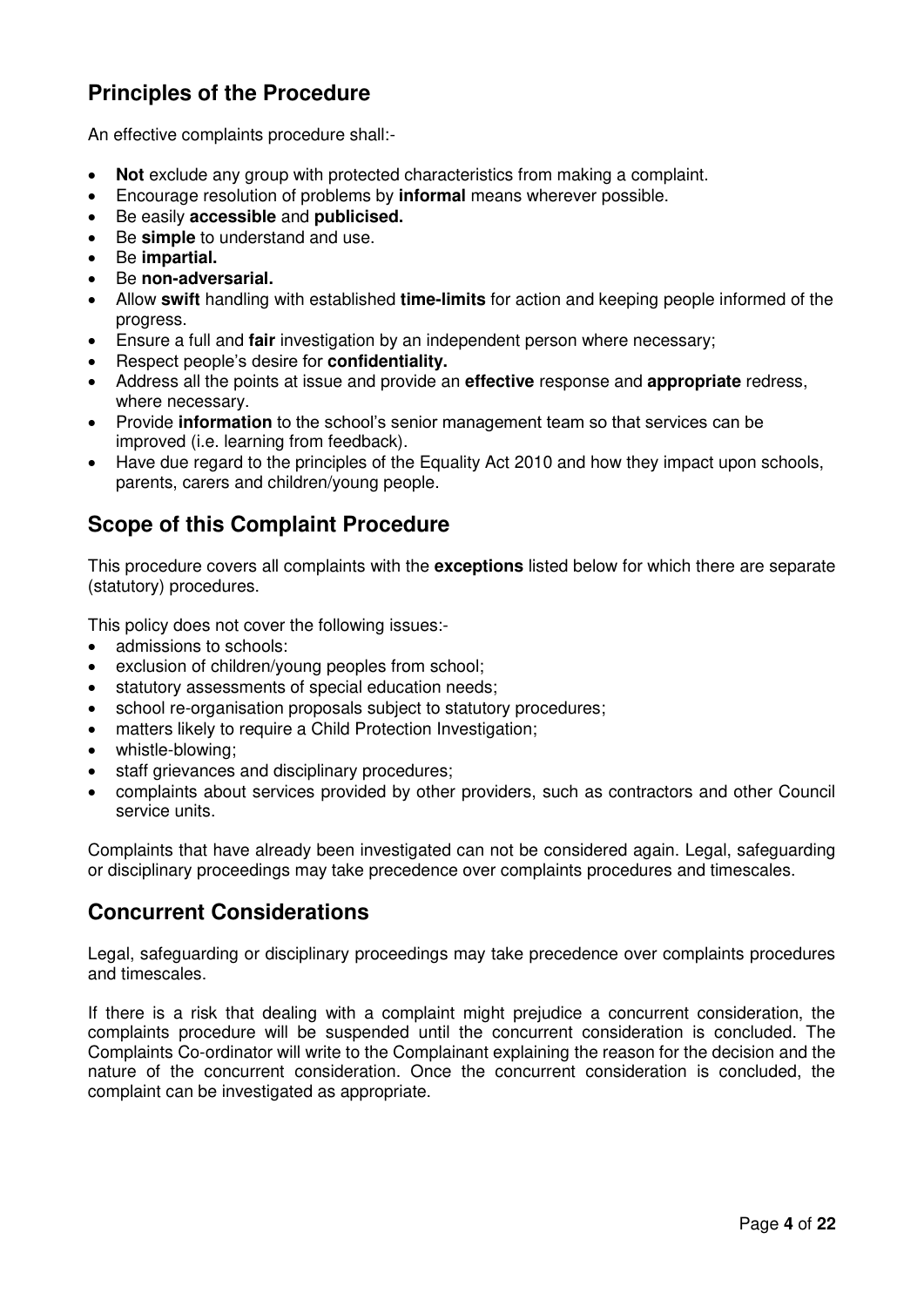## Principles of the Procedure

An effective complaints procedure shall:-

- **Not** exclude any group with protected characteristics from making a complaint.
- Encourage resolution of problems by **informal** means wherever possible.
- Be easily **accessible** and **publicised.**
- Be **simple** to understand and use.
- Be **impartial.**
- Be **non-adversarial.**
- Allow **swift** handling with established **time-limits** for action and keeping people informed of the progress.
- Ensure a full and **fair** investigation by an independent person where necessary;
- Respect people's desire for **confidentiality.**
- Address all the points at issue and provide an **effective** response and **appropriate** redress, where necessary.
- Provide **information** to the school's senior management team so that services can be improved (i.e. learning from feedback).
- Have due regard to the principles of the Equality Act 2010 and how they impact upon schools, parents, carers and children/young people.

## Scope of this Complaint Procedure

This procedure covers all complaints with the **exceptions** listed below for which there are separate (statutory) procedures.

This policy does not cover the following issues:-

- admissions to schools:
- exclusion of children/young peoples from school;
- statutory assessments of special education needs;
- school re-organisation proposals subject to statutory procedures;
- matters likely to require a Child Protection Investigation;
- whistle-blowing;
- staff grievances and disciplinary procedures;
- complaints about services provided by other providers, such as contractors and other Council service units.

Complaints that have already been investigated can not be considered again. Legal, safeguarding or disciplinary proceedings may take precedence over complaints procedures and timescales.

## Concurrent Considerations

Legal, safeguarding or disciplinary proceedings may take precedence over complaints procedures and timescales.

If there is a risk that dealing with a complaint might prejudice a concurrent consideration, the complaints procedure will be suspended until the concurrent consideration is concluded. The Complaints Co-ordinator will write to the Complainant explaining the reason for the decision and the nature of the concurrent consideration. Once the concurrent consideration is concluded, the complaint can be investigated as appropriate.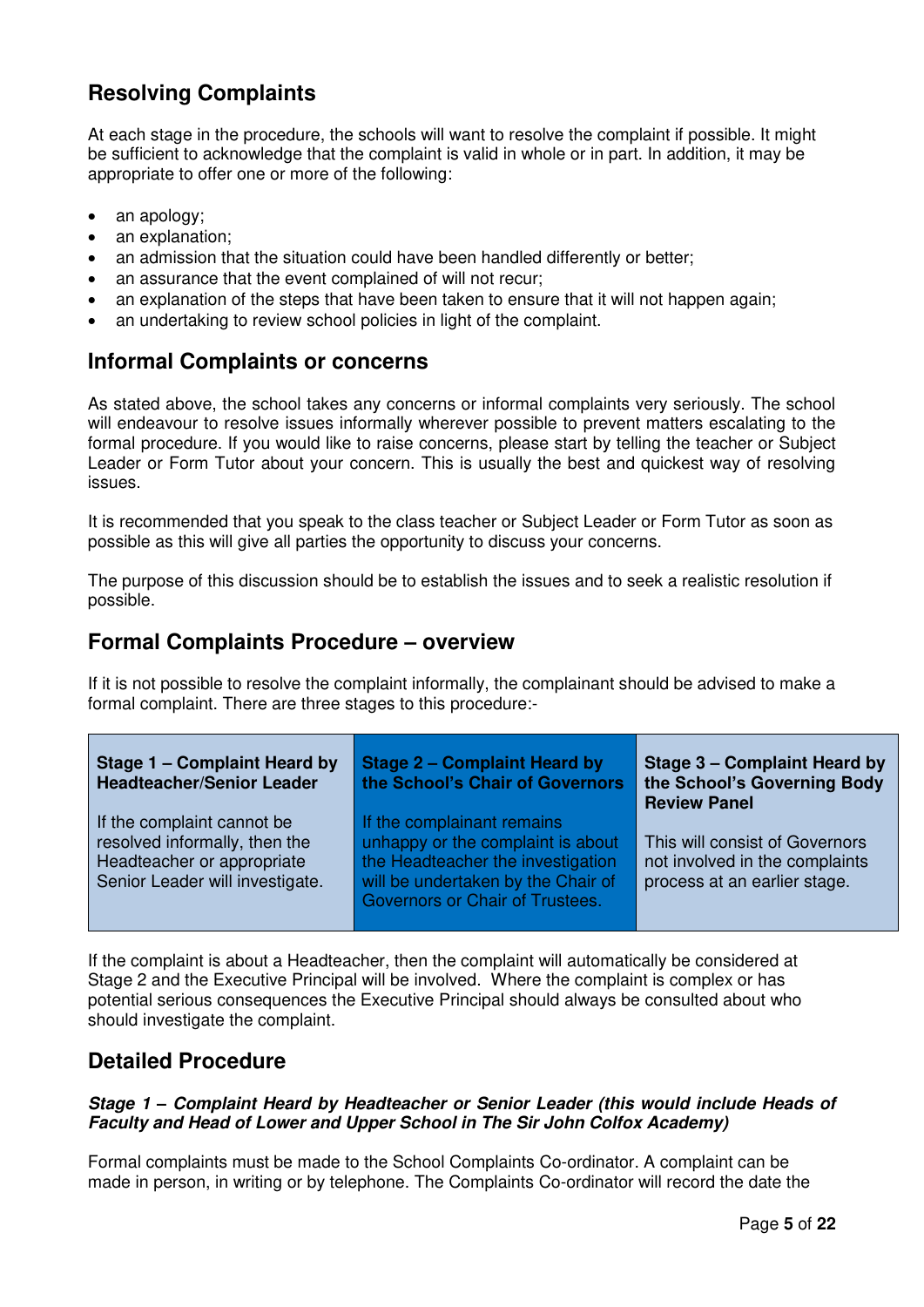## Resolving Complaints

At each stage in the procedure, the schools will want to resolve the complaint if possible. It might be sufficient to acknowledge that the complaint is valid in whole or in part. In addition, it may be appropriate to offer one or more of the following:

- an apology;
- an explanation;
- an admission that the situation could have been handled differently or better;
- an assurance that the event complained of will not recur;
- an explanation of the steps that have been taken to ensure that it will not happen again;
- an undertaking to review school policies in light of the complaint.

## Informal Complaints or concerns

As stated above, the school takes any concerns or informal complaints very seriously. The school will endeavour to resolve issues informally wherever possible to prevent matters escalating to the formal procedure. If you would like to raise concerns, please start by telling the teacher or Subject Leader or Form Tutor about your concern. This is usually the best and quickest way of resolving issues.

It is recommended that you speak to the class teacher or Subject Leader or Form Tutor as soon as possible as this will give all parties the opportunity to discuss your concerns.

The purpose of this discussion should be to establish the issues and to seek a realistic resolution if possible.

## Formal Complaints Procedure – overview

If it is not possible to resolve the complaint informally, the complainant should be advised to make a formal complaint. There are three stages to this procedure:-

| **Stage 1 – Complaint Heard by Headteacher/Senior Leader** | **Stage 2 – Complaint Heard by the School's Chair of Governors** | **Stage 3 – Complaint Heard by the School's Governing Body Review Panel** |
|---|---|---|
| If the complaint cannot be resolved informally, then the Headteacher or appropriate Senior Leader will investigate. | If the complainant remains unhappy or the complaint is about the Headteacher the investigation will be undertaken by the Chair of Governors or Chair of Trustees. | This will consist of Governors not involved in the complaints process at an earlier stage. |

If the complaint is about a Headteacher, then the complaint will automatically be considered at Stage 2 and the Executive Principal will be involved. Where the complaint is complex or has potential serious consequences the Executive Principal should always be consulted about who should investigate the complaint.

## Detailed Procedure

***Stage 1 – Complaint Heard by Headteacher or Senior Leader (this would include Heads of Faculty and Head of Lower and Upper School in The Sir John Colfox Academy)***

Formal complaints must be made to the School Complaints Co-ordinator. A complaint can be made in person, in writing or by telephone. The Complaints Co-ordinator will record the date the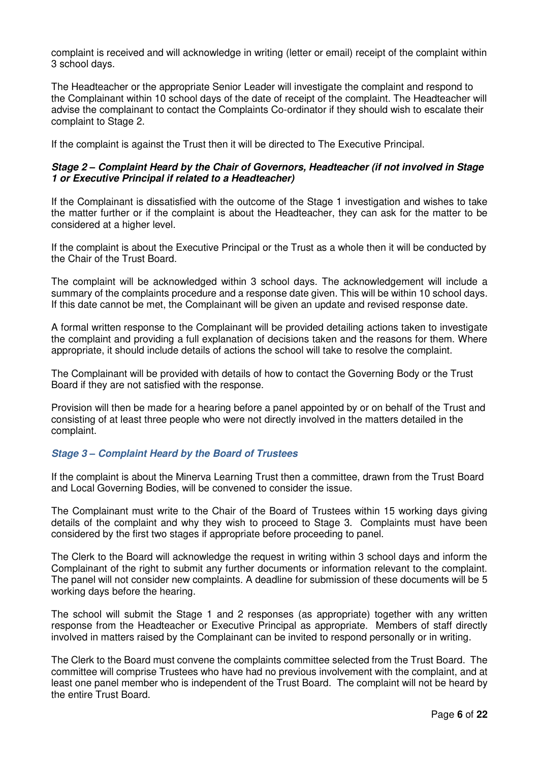complaint is received and will acknowledge in writing (letter or email) receipt of the complaint within 3 school days.

The Headteacher or the appropriate Senior Leader will investigate the complaint and respond to the Complainant within 10 school days of the date of receipt of the complaint. The Headteacher will advise the complainant to contact the Complaints Co-ordinator if they should wish to escalate their complaint to Stage 2.

If the complaint is against the Trust then it will be directed to The Executive Principal.

### *Stage 2 – Complaint Heard by the Chair of Governors, Headteacher (if not involved in Stage 1 or Executive Principal if related to a Headteacher)*

If the Complainant is dissatisfied with the outcome of the Stage 1 investigation and wishes to take the matter further or if the complaint is about the Headteacher, they can ask for the matter to be considered at a higher level.

If the complaint is about the Executive Principal or the Trust as a whole then it will be conducted by the Chair of the Trust Board.

The complaint will be acknowledged within 3 school days. The acknowledgement will include a summary of the complaints procedure and a response date given. This will be within 10 school days. If this date cannot be met, the Complainant will be given an update and revised response date.

A formal written response to the Complainant will be provided detailing actions taken to investigate the complaint and providing a full explanation of decisions taken and the reasons for them. Where appropriate, it should include details of actions the school will take to resolve the complaint.

The Complainant will be provided with details of how to contact the Governing Body or the Trust Board if they are not satisfied with the response.

Provision will then be made for a hearing before a panel appointed by or on behalf of the Trust and consisting of at least three people who were not directly involved in the matters detailed in the complaint.

### *Stage 3 – Complaint Heard by the Board of Trustees*

If the complaint is about the Minerva Learning Trust then a committee, drawn from the Trust Board and Local Governing Bodies, will be convened to consider the issue.

The Complainant must write to the Chair of the Board of Trustees within 15 working days giving details of the complaint and why they wish to proceed to Stage 3. Complaints must have been considered by the first two stages if appropriate before proceeding to panel.

The Clerk to the Board will acknowledge the request in writing within 3 school days and inform the Complainant of the right to submit any further documents or information relevant to the complaint. The panel will not consider new complaints. A deadline for submission of these documents will be 5 working days before the hearing.

The school will submit the Stage 1 and 2 responses (as appropriate) together with any written response from the Headteacher or Executive Principal as appropriate. Members of staff directly involved in matters raised by the Complainant can be invited to respond personally or in writing.

The Clerk to the Board must convene the complaints committee selected from the Trust Board. The committee will comprise Trustees who have had no previous involvement with the complaint, and at least one panel member who is independent of the Trust Board. The complaint will not be heard by the entire Trust Board.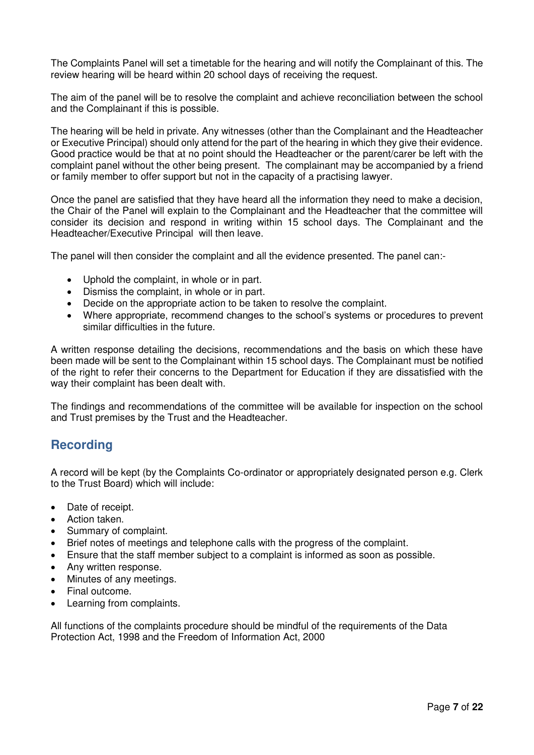The Complaints Panel will set a timetable for the hearing and will notify the Complainant of this. The review hearing will be heard within 20 school days of receiving the request.

The aim of the panel will be to resolve the complaint and achieve reconciliation between the school and the Complainant if this is possible.

The hearing will be held in private. Any witnesses (other than the Complainant and the Headteacher or Executive Principal) should only attend for the part of the hearing in which they give their evidence. Good practice would be that at no point should the Headteacher or the parent/carer be left with the complaint panel without the other being present. The complainant may be accompanied by a friend or family member to offer support but not in the capacity of a practising lawyer.

Once the panel are satisfied that they have heard all the information they need to make a decision, the Chair of the Panel will explain to the Complainant and the Headteacher that the committee will consider its decision and respond in writing within 15 school days. The Complainant and the Headteacher/Executive Principal will then leave.

The panel will then consider the complaint and all the evidence presented. The panel can:-

- Uphold the complaint, in whole or in part.
- Dismiss the complaint, in whole or in part.
- Decide on the appropriate action to be taken to resolve the complaint.
- Where appropriate, recommend changes to the school's systems or procedures to prevent similar difficulties in the future.

A written response detailing the decisions, recommendations and the basis on which these have been made will be sent to the Complainant within 15 school days. The Complainant must be notified of the right to refer their concerns to the Department for Education if they are dissatisfied with the way their complaint has been dealt with.

The findings and recommendations of the committee will be available for inspection on the school and Trust premises by the Trust and the Headteacher.

## Recording

A record will be kept (by the Complaints Co-ordinator or appropriately designated person e.g. Clerk to the Trust Board) which will include:

- Date of receipt.
- Action taken.
- Summary of complaint.
- Brief notes of meetings and telephone calls with the progress of the complaint.
- Ensure that the staff member subject to a complaint is informed as soon as possible.
- Any written response.
- Minutes of any meetings.
- Final outcome.
- Learning from complaints.

All functions of the complaints procedure should be mindful of the requirements of the Data Protection Act, 1998 and the Freedom of Information Act, 2000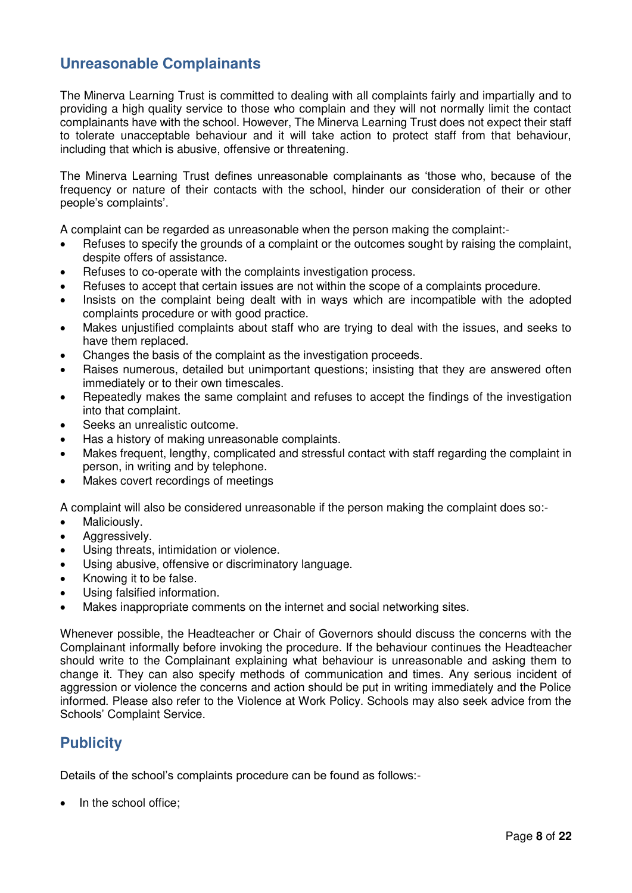## Unreasonable Complainants

The Minerva Learning Trust is committed to dealing with all complaints fairly and impartially and to providing a high quality service to those who complain and they will not normally limit the contact complainants have with the school. However, The Minerva Learning Trust does not expect their staff to tolerate unacceptable behaviour and it will take action to protect staff from that behaviour, including that which is abusive, offensive or threatening.

The Minerva Learning Trust defines unreasonable complainants as 'those who, because of the frequency or nature of their contacts with the school, hinder our consideration of their or other people's complaints'.

A complaint can be regarded as unreasonable when the person making the complaint:-

- Refuses to specify the grounds of a complaint or the outcomes sought by raising the complaint, despite offers of assistance.
- Refuses to co-operate with the complaints investigation process.
- Refuses to accept that certain issues are not within the scope of a complaints procedure.
- Insists on the complaint being dealt with in ways which are incompatible with the adopted complaints procedure or with good practice.
- Makes unjustified complaints about staff who are trying to deal with the issues, and seeks to have them replaced.
- Changes the basis of the complaint as the investigation proceeds.
- Raises numerous, detailed but unimportant questions; insisting that they are answered often immediately or to their own timescales.
- Repeatedly makes the same complaint and refuses to accept the findings of the investigation into that complaint.
- Seeks an unrealistic outcome.
- Has a history of making unreasonable complaints.
- Makes frequent, lengthy, complicated and stressful contact with staff regarding the complaint in person, in writing and by telephone.
- Makes covert recordings of meetings

A complaint will also be considered unreasonable if the person making the complaint does so:-

- Maliciously.
- Aggressively.
- Using threats, intimidation or violence.
- Using abusive, offensive or discriminatory language.
- Knowing it to be false.
- Using falsified information.
- Makes inappropriate comments on the internet and social networking sites.

Whenever possible, the Headteacher or Chair of Governors should discuss the concerns with the Complainant informally before invoking the procedure. If the behaviour continues the Headteacher should write to the Complainant explaining what behaviour is unreasonable and asking them to change it. They can also specify methods of communication and times. Any serious incident of aggression or violence the concerns and action should be put in writing immediately and the Police informed. Please also refer to the Violence at Work Policy. Schools may also seek advice from the Schools' Complaint Service.

## Publicity

Details of the school's complaints procedure can be found as follows:-

- In the school office;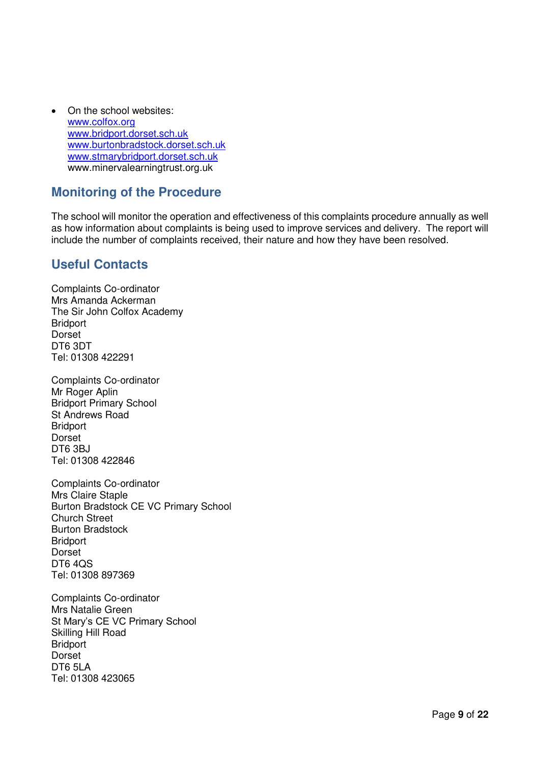- On the school websites:
  www.colfox.org
  www.bridport.dorset.sch.uk
  www.burtonbradstock.dorset.sch.uk
  www.stmarybridport.dorset.sch.uk
  www.minervalearningtrust.org.uk

## Monitoring of the Procedure

The school will monitor the operation and effectiveness of this complaints procedure annually as well as how information about complaints is being used to improve services and delivery. The report will include the number of complaints received, their nature and how they have been resolved.

## Useful Contacts

Complaints Co-ordinator
Mrs Amanda Ackerman
The Sir John Colfox Academy
Bridport
Dorset
DT6 3DT
Tel: 01308 422291

Complaints Co-ordinator
Mr Roger Aplin
Bridport Primary School
St Andrews Road
Bridport
Dorset
DT6 3BJ
Tel: 01308 422846

Complaints Co-ordinator
Mrs Claire Staple
Burton Bradstock CE VC Primary School
Church Street
Burton Bradstock
Bridport
Dorset
DT6 4QS
Tel: 01308 897369

Complaints Co-ordinator
Mrs Natalie Green
St Mary's CE VC Primary School
Skilling Hill Road
Bridport
Dorset
DT6 5LA
Tel: 01308 423065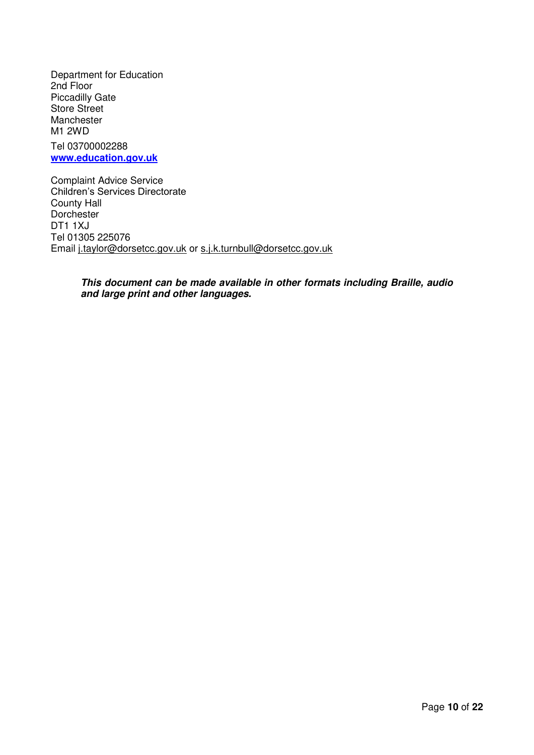Department for Education
2nd Floor
Piccadilly Gate
Store Street
Manchester
M1 2WD

Tel 03700002288
**[www.education.gov.uk](http://www.education.gov.uk)**

Complaint Advice Service
Children's Services Directorate
County Hall
Dorchester
DT1 1XJ
Tel 01305 225076
Email j.taylor@dorsetcc.gov.uk or s.j.k.turnbull@dorsetcc.gov.uk

***This document can be made available in other formats including Braille, audio and large print and other languages.***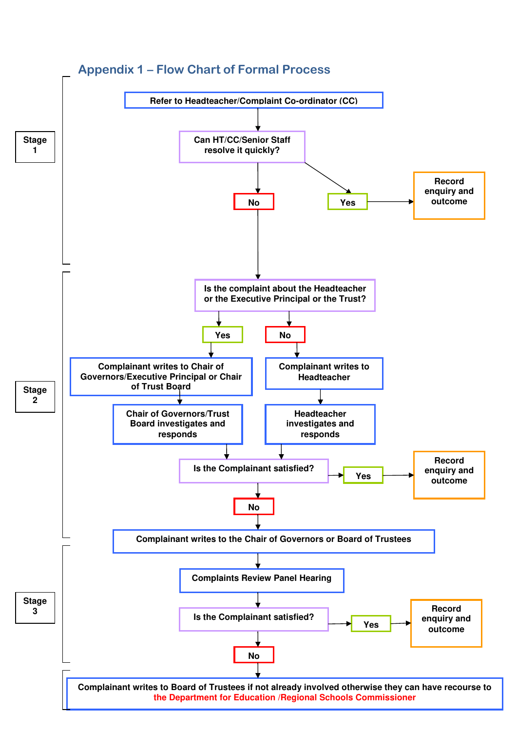## Appendix 1 – Flow Chart of Formal Process

**Stage 1**

**Refer to Headteacher/Complaint Co-ordinator (CC)**

**Can HT/CC/Senior Staff resolve it quickly?**

- **Yes** → **Record enquiry and outcome**
- **No** → (Stage 2)

**Stage 2**

**Is the complaint about the Headteacher or the Executive Principal or the Trust?**

- **Yes** → **Complainant writes to Chair of Governors/Executive Principal or Chair of Trust Board** → **Chair of Governors/Trust Board investigates and responds**
- **No** → **Complainant writes to Headteacher** → **Headteacher investigates and responds**

**Is the Complainant satisfied?**

- **Yes** → **Record enquiry and outcome**
- **No** → **Complainant writes to the Chair of Governors or Board of Trustees**

**Stage 3**

**Complaints Review Panel Hearing**

**Is the Complainant satisfied?**

- **Yes** → **Record enquiry and outcome**
- **No** → **Complainant writes to Board of Trustees if not already involved otherwise they can have recourse to the Department for Education /Regional Schools Commissioner**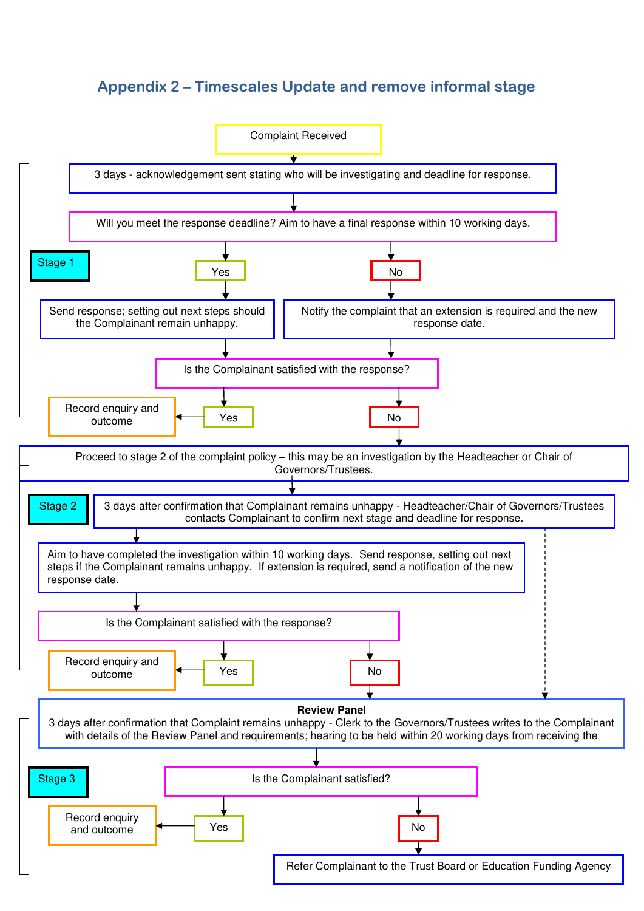## Appendix 2 – Timescales Update and remove informal stage

Complaint Received

**Stage 1**

3 days - acknowledgement sent stating who will be investigating and deadline for response.

Will you meet the response deadline? Aim to have a final response within 10 working days.

- **Yes** → Send response; setting out next steps should the Complainant remain unhappy.
- **No** → Notify the complaint that an extension is required and the new response date.

Is the Complainant satisfied with the response?

- **Yes** → Record enquiry and outcome
- **No** → Proceed to stage 2 of the complaint policy – this may be an investigation by the Headteacher or Chair of Governors/Trustees.

**Stage 2**

3 days after confirmation that Complainant remains unhappy - Headteacher/Chair of Governors/Trustees contacts Complainant to confirm next stage and deadline for response.

Aim to have completed the investigation within 10 working days. Send response, setting out next steps if the Complainant remains unhappy. If extension is required, send a notification of the new response date.

Is the Complainant satisfied with the response?

- **Yes** → Record enquiry and outcome
- **No** → Review Panel

**Stage 3**

**Review Panel**
3 days after confirmation that Complaint remains unhappy - Clerk to the Governors/Trustees writes to the Complainant with details of the Review Panel and requirements; hearing to be held within 20 working days from receiving the

Is the Complainant satisfied?

- **Yes** → Record enquiry and outcome
- **No** → Refer Complainant to the Trust Board or Education Funding Agency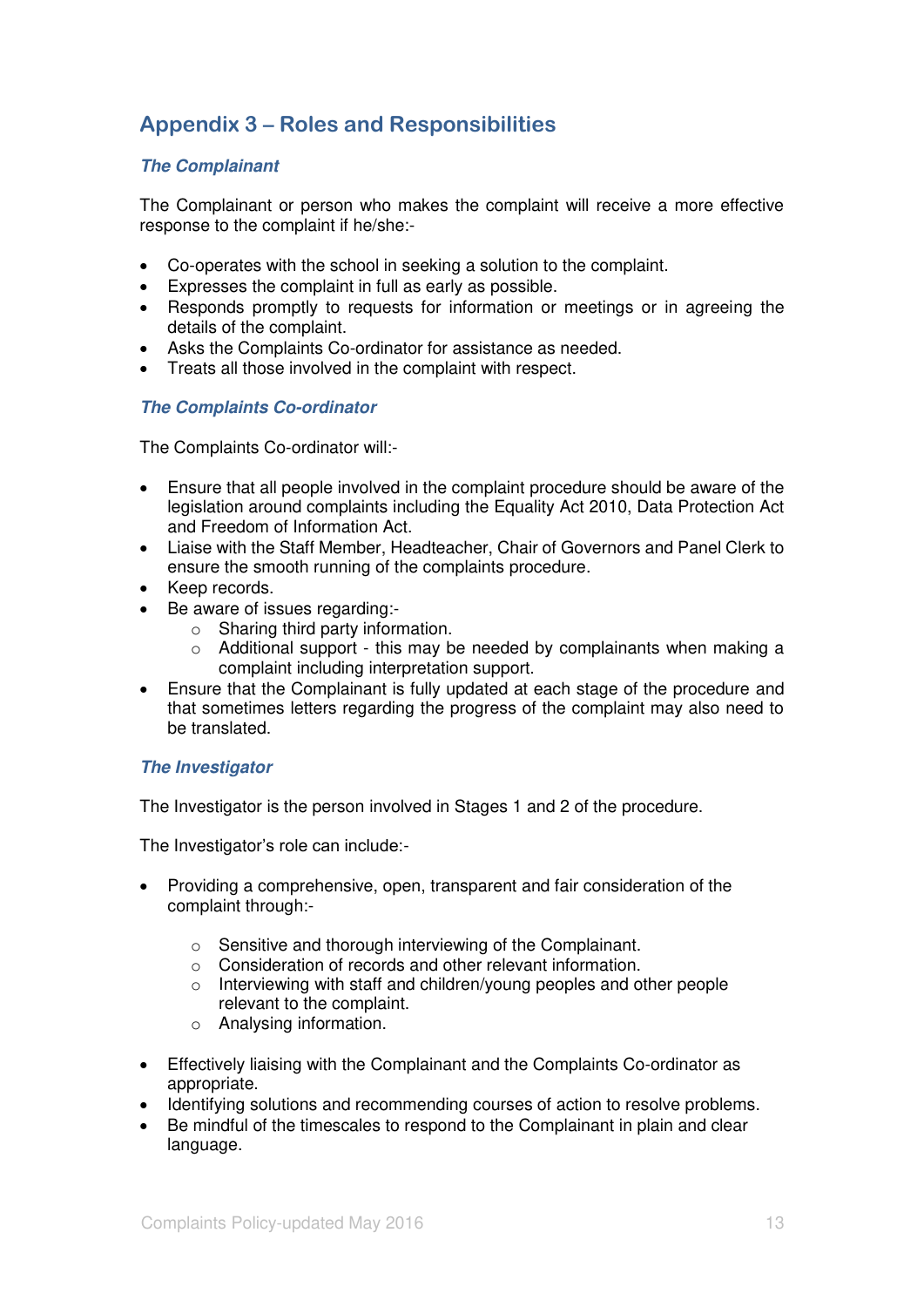## Appendix 3 – Roles and Responsibilities

### *The Complainant*

The Complainant or person who makes the complaint will receive a more effective response to the complaint if he/she:-

- Co-operates with the school in seeking a solution to the complaint.
- Expresses the complaint in full as early as possible.
- Responds promptly to requests for information or meetings or in agreeing the details of the complaint.
- Asks the Complaints Co-ordinator for assistance as needed.
- Treats all those involved in the complaint with respect.

### *The Complaints Co-ordinator*

The Complaints Co-ordinator will:-

- Ensure that all people involved in the complaint procedure should be aware of the legislation around complaints including the Equality Act 2010, Data Protection Act and Freedom of Information Act.
- Liaise with the Staff Member, Headteacher, Chair of Governors and Panel Clerk to ensure the smooth running of the complaints procedure.
- Keep records.
- Be aware of issues regarding:-
  - Sharing third party information.
  - Additional support - this may be needed by complainants when making a complaint including interpretation support.
- Ensure that the Complainant is fully updated at each stage of the procedure and that sometimes letters regarding the progress of the complaint may also need to be translated.

### *The Investigator*

The Investigator is the person involved in Stages 1 and 2 of the procedure.

The Investigator's role can include:-

- Providing a comprehensive, open, transparent and fair consideration of the complaint through:-
  - Sensitive and thorough interviewing of the Complainant.
  - Consideration of records and other relevant information.
  - Interviewing with staff and children/young peoples and other people relevant to the complaint.
  - Analysing information.
- Effectively liaising with the Complainant and the Complaints Co-ordinator as appropriate.
- Identifying solutions and recommending courses of action to resolve problems.
- Be mindful of the timescales to respond to the Complainant in plain and clear language.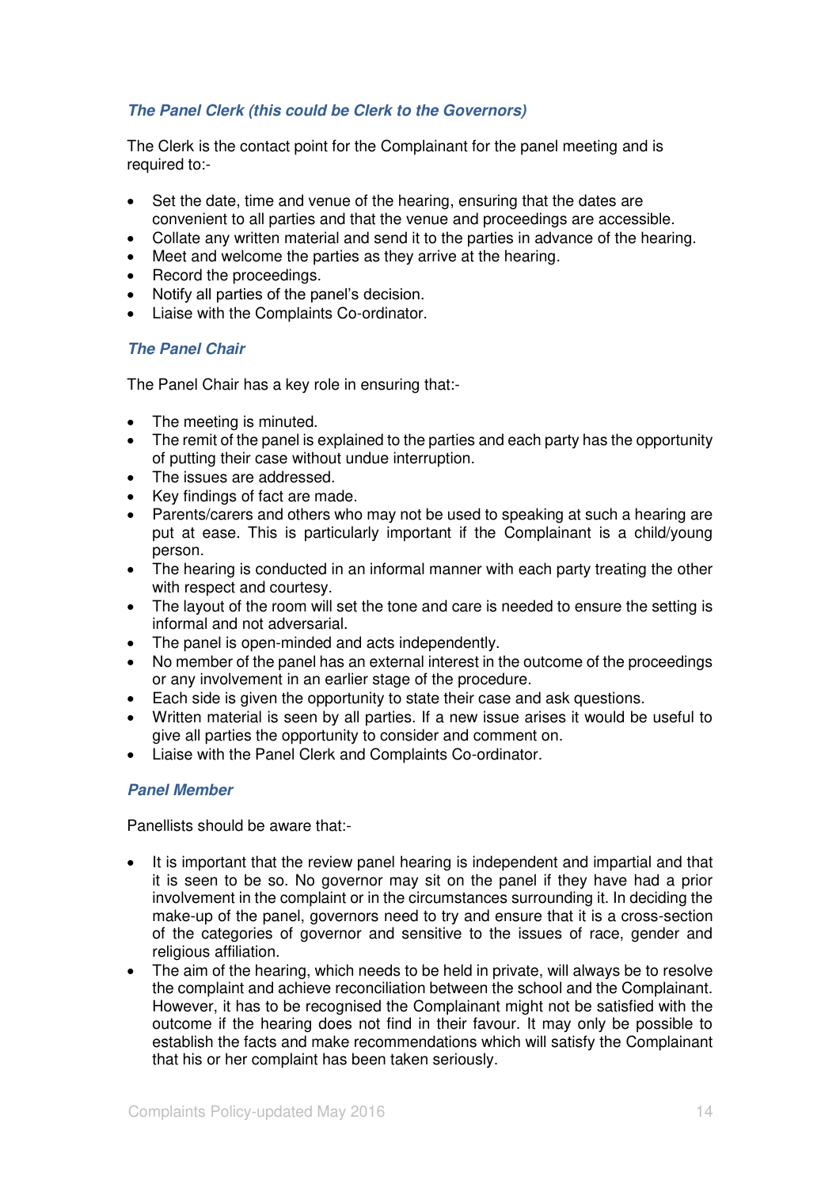### *The Panel Clerk (this could be Clerk to the Governors)*

The Clerk is the contact point for the Complainant for the panel meeting and is required to:-

- Set the date, time and venue of the hearing, ensuring that the dates are convenient to all parties and that the venue and proceedings are accessible.
- Collate any written material and send it to the parties in advance of the hearing.
- Meet and welcome the parties as they arrive at the hearing.
- Record the proceedings.
- Notify all parties of the panel's decision.
- Liaise with the Complaints Co-ordinator.

### *The Panel Chair*

The Panel Chair has a key role in ensuring that:-

- The meeting is minuted.
- The remit of the panel is explained to the parties and each party has the opportunity of putting their case without undue interruption.
- The issues are addressed.
- Key findings of fact are made.
- Parents/carers and others who may not be used to speaking at such a hearing are put at ease. This is particularly important if the Complainant is a child/young person.
- The hearing is conducted in an informal manner with each party treating the other with respect and courtesy.
- The layout of the room will set the tone and care is needed to ensure the setting is informal and not adversarial.
- The panel is open-minded and acts independently.
- No member of the panel has an external interest in the outcome of the proceedings or any involvement in an earlier stage of the procedure.
- Each side is given the opportunity to state their case and ask questions.
- Written material is seen by all parties. If a new issue arises it would be useful to give all parties the opportunity to consider and comment on.
- Liaise with the Panel Clerk and Complaints Co-ordinator.

### *Panel Member*

Panellists should be aware that:-

- It is important that the review panel hearing is independent and impartial and that it is seen to be so. No governor may sit on the panel if they have had a prior involvement in the complaint or in the circumstances surrounding it. In deciding the make-up of the panel, governors need to try and ensure that it is a cross-section of the categories of governor and sensitive to the issues of race, gender and religious affiliation.
- The aim of the hearing, which needs to be held in private, will always be to resolve the complaint and achieve reconciliation between the school and the Complainant. However, it has to be recognised the Complainant might not be satisfied with the outcome if the hearing does not find in their favour. It may only be possible to establish the facts and make recommendations which will satisfy the Complainant that his or her complaint has been taken seriously.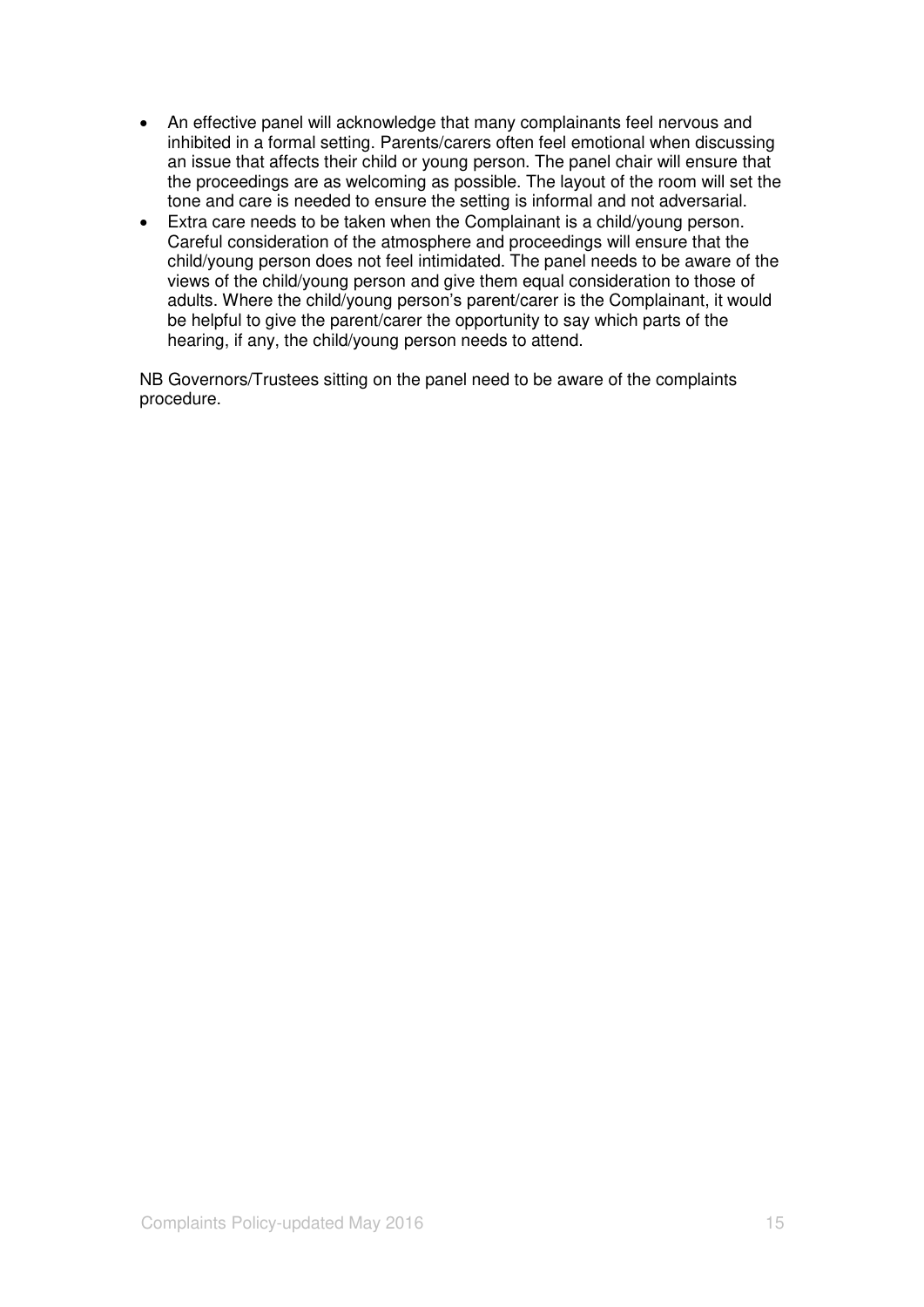- An effective panel will acknowledge that many complainants feel nervous and inhibited in a formal setting. Parents/carers often feel emotional when discussing an issue that affects their child or young person. The panel chair will ensure that the proceedings are as welcoming as possible. The layout of the room will set the tone and care is needed to ensure the setting is informal and not adversarial.
- Extra care needs to be taken when the Complainant is a child/young person. Careful consideration of the atmosphere and proceedings will ensure that the child/young person does not feel intimidated. The panel needs to be aware of the views of the child/young person and give them equal consideration to those of adults. Where the child/young person's parent/carer is the Complainant, it would be helpful to give the parent/carer the opportunity to say which parts of the hearing, if any, the child/young person needs to attend.

NB Governors/Trustees sitting on the panel need to be aware of the complaints procedure.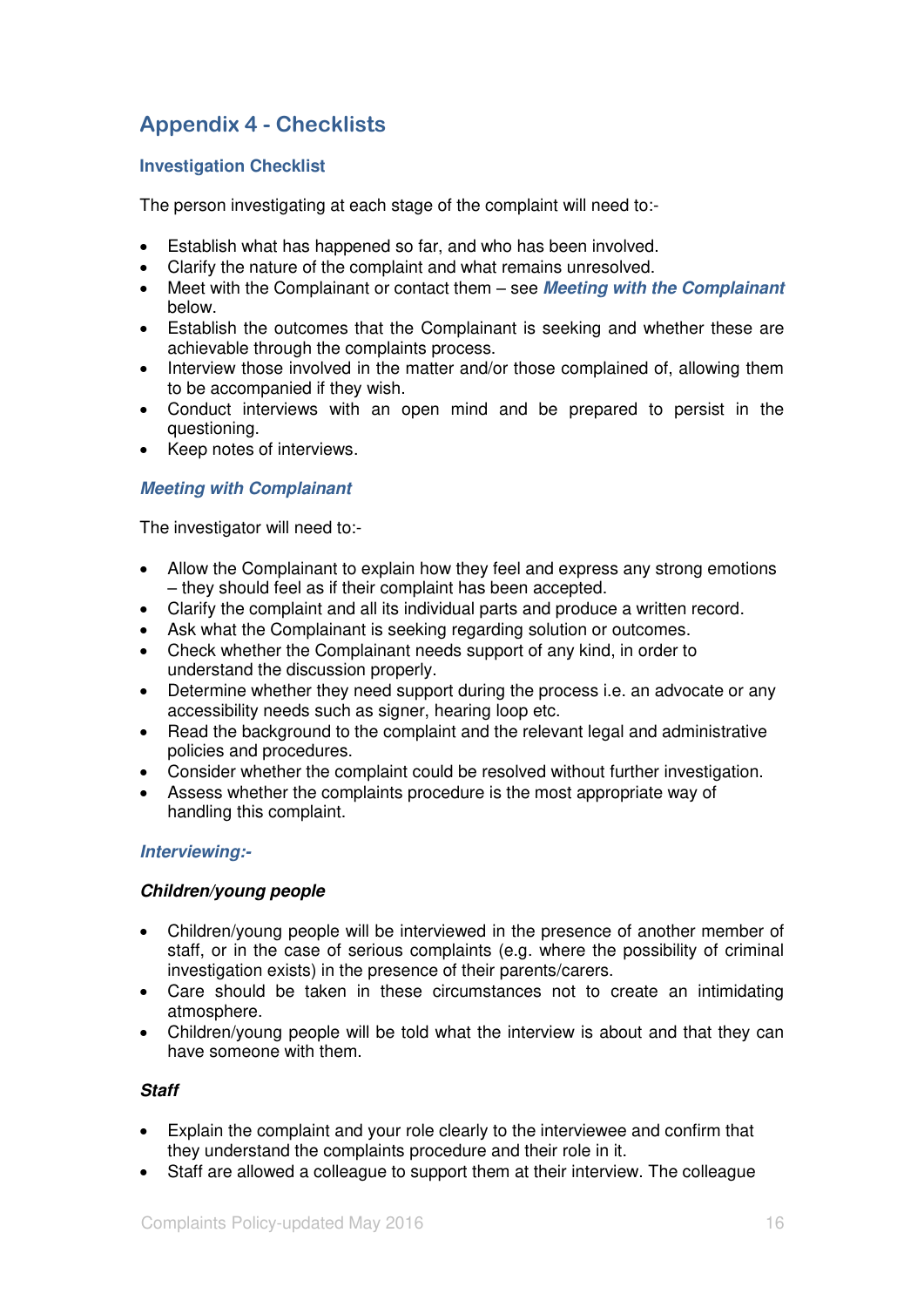## Appendix 4 - Checklists

### Investigation Checklist

The person investigating at each stage of the complaint will need to:-

- Establish what has happened so far, and who has been involved.
- Clarify the nature of the complaint and what remains unresolved.
- Meet with the Complainant or contact them – see ***Meeting with the Complainant*** below.
- Establish the outcomes that the Complainant is seeking and whether these are achievable through the complaints process.
- Interview those involved in the matter and/or those complained of, allowing them to be accompanied if they wish.
- Conduct interviews with an open mind and be prepared to persist in the questioning.
- Keep notes of interviews.

### *Meeting with Complainant*

The investigator will need to:-

- Allow the Complainant to explain how they feel and express any strong emotions – they should feel as if their complaint has been accepted.
- Clarify the complaint and all its individual parts and produce a written record.
- Ask what the Complainant is seeking regarding solution or outcomes.
- Check whether the Complainant needs support of any kind, in order to understand the discussion properly.
- Determine whether they need support during the process i.e. an advocate or any accessibility needs such as signer, hearing loop etc.
- Read the background to the complaint and the relevant legal and administrative policies and procedures.
- Consider whether the complaint could be resolved without further investigation.
- Assess whether the complaints procedure is the most appropriate way of handling this complaint.

### *Interviewing:-*

#### *Children/young people*

- Children/young people will be interviewed in the presence of another member of staff, or in the case of serious complaints (e.g. where the possibility of criminal investigation exists) in the presence of their parents/carers.
- Care should be taken in these circumstances not to create an intimidating atmosphere.
- Children/young people will be told what the interview is about and that they can have someone with them.

#### *Staff*

- Explain the complaint and your role clearly to the interviewee and confirm that they understand the complaints procedure and their role in it.
- Staff are allowed a colleague to support them at their interview. The colleague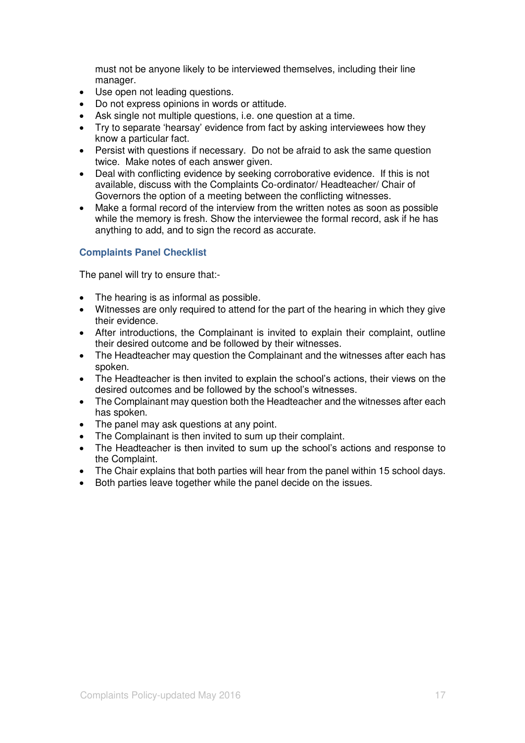must not be anyone likely to be interviewed themselves, including their line manager.

- Use open not leading questions.
- Do not express opinions in words or attitude.
- Ask single not multiple questions, i.e. one question at a time.
- Try to separate 'hearsay' evidence from fact by asking interviewees how they know a particular fact.
- Persist with questions if necessary. Do not be afraid to ask the same question twice. Make notes of each answer given.
- Deal with conflicting evidence by seeking corroborative evidence. If this is not available, discuss with the Complaints Co-ordinator/ Headteacher/ Chair of Governors the option of a meeting between the conflicting witnesses.
- Make a formal record of the interview from the written notes as soon as possible while the memory is fresh. Show the interviewee the formal record, ask if he has anything to add, and to sign the record as accurate.

### Complaints Panel Checklist

The panel will try to ensure that:-

- The hearing is as informal as possible.
- Witnesses are only required to attend for the part of the hearing in which they give their evidence.
- After introductions, the Complainant is invited to explain their complaint, outline their desired outcome and be followed by their witnesses.
- The Headteacher may question the Complainant and the witnesses after each has spoken.
- The Headteacher is then invited to explain the school's actions, their views on the desired outcomes and be followed by the school's witnesses.
- The Complainant may question both the Headteacher and the witnesses after each has spoken.
- The panel may ask questions at any point.
- The Complainant is then invited to sum up their complaint.
- The Headteacher is then invited to sum up the school's actions and response to the Complaint.
- The Chair explains that both parties will hear from the panel within 15 school days.
- Both parties leave together while the panel decide on the issues.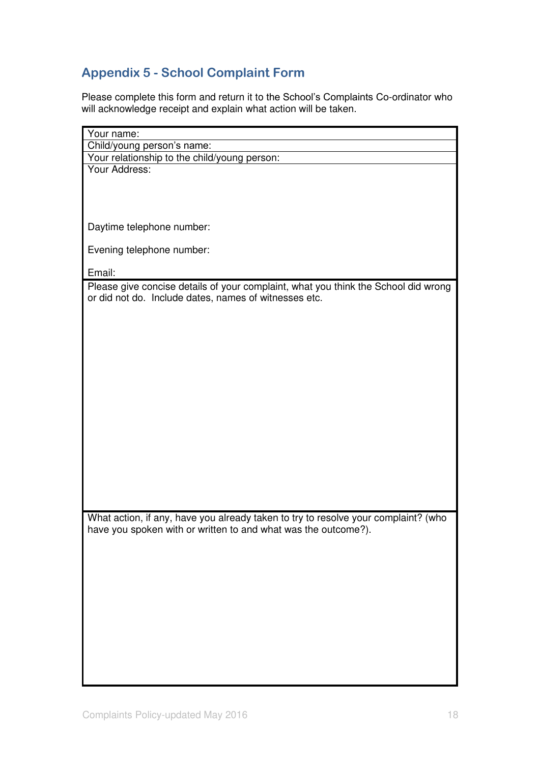## Appendix 5 - School Complaint Form

Please complete this form and return it to the School's Complaints Co-ordinator who will acknowledge receipt and explain what action will be taken.

| Your name: |
|---|
| Child/young person's name: |
| Your relationship to the child/young person: |
| Your Address:<br><br><br><br>Daytime telephone number:<br><br>Evening telephone number:<br><br>Email: |
| Please give concise details of your complaint, what you think the School did wrong or did not do. Include dates, names of witnesses etc. |
| What action, if any, have you already taken to try to resolve your complaint? (who have you spoken with or written to and what was the outcome?). |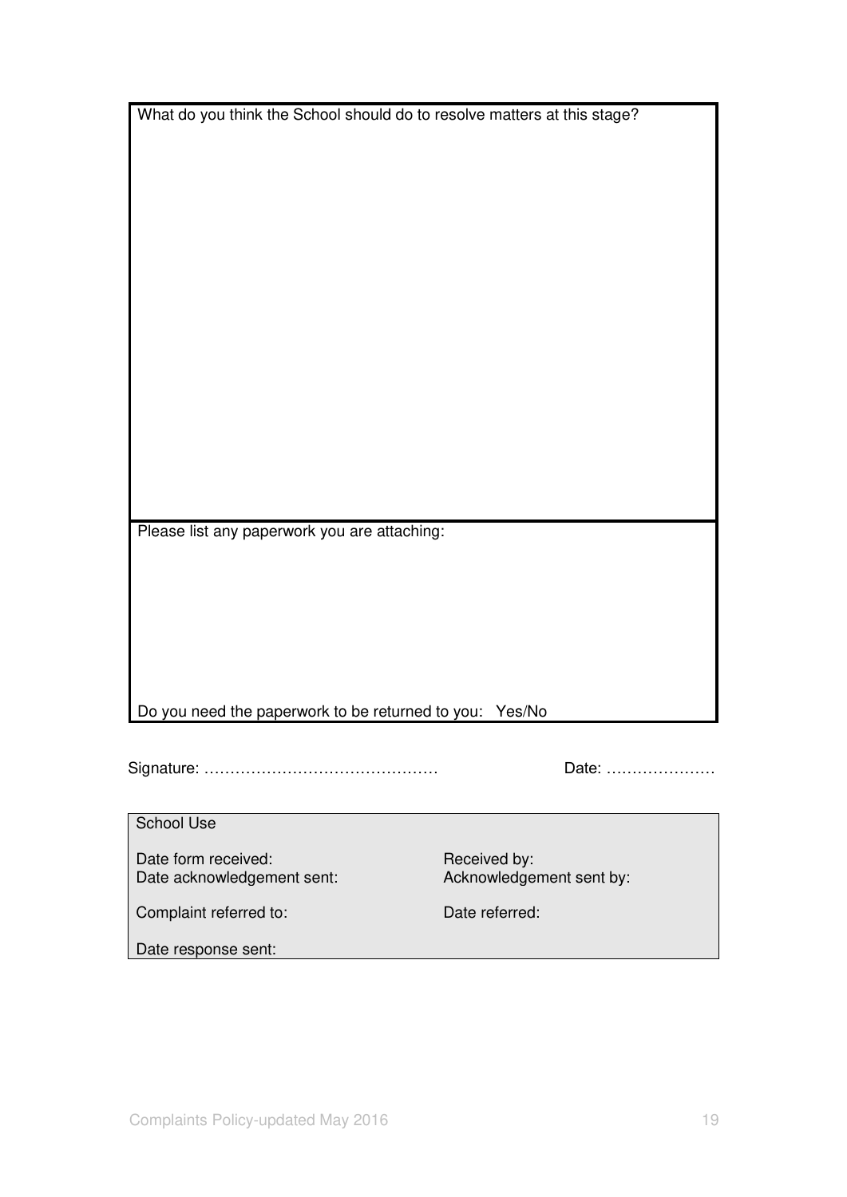What do you think the School should do to resolve matters at this stage?

Please list any paperwork you are attaching:

Do you need the paperwork to be returned to you: Yes/No

Signature: ……………………………………… Date: …………………

| School Use | |
| --- | --- |
| Date form received: | Received by: |
| Date acknowledgement sent: | Acknowledgement sent by: |
| Complaint referred to: | Date referred: |
| Date response sent: | |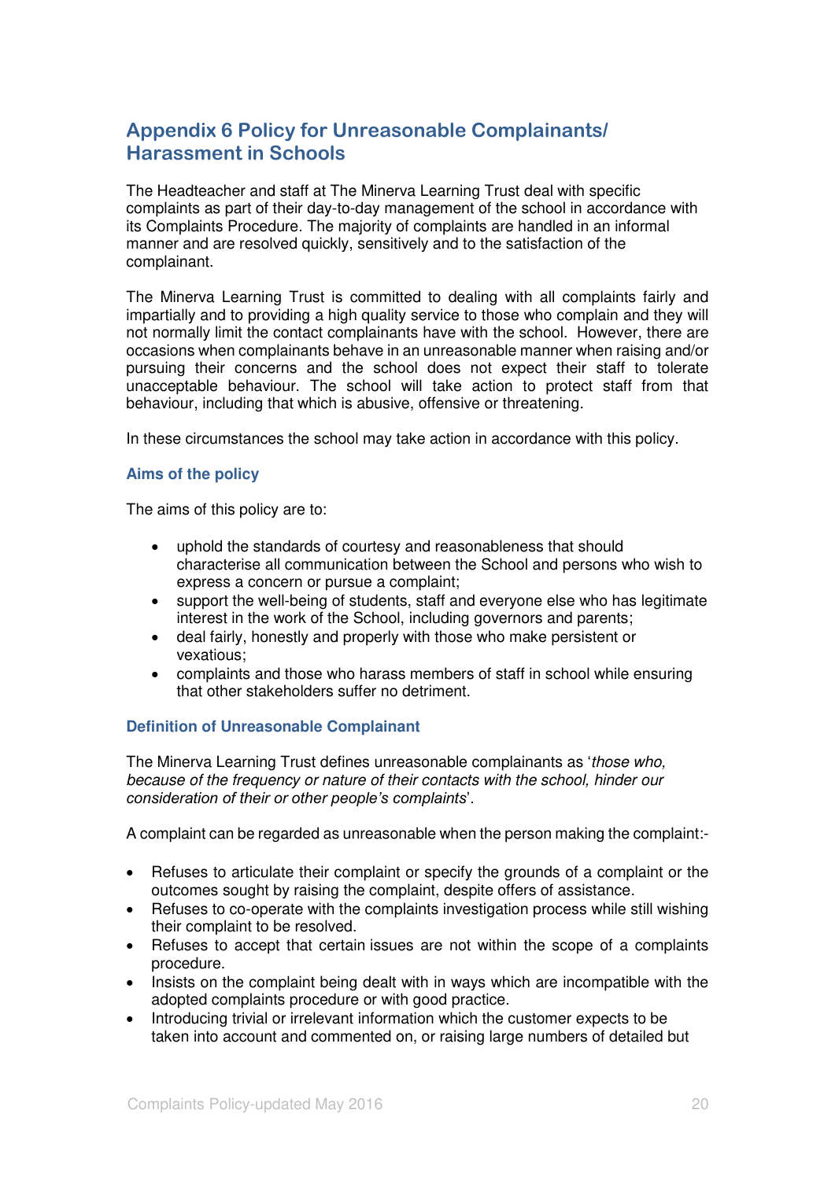## Appendix 6 Policy for Unreasonable Complainants/ Harassment in Schools

The Headteacher and staff at The Minerva Learning Trust deal with specific complaints as part of their day-to-day management of the school in accordance with its Complaints Procedure. The majority of complaints are handled in an informal manner and are resolved quickly, sensitively and to the satisfaction of the complainant.

The Minerva Learning Trust is committed to dealing with all complaints fairly and impartially and to providing a high quality service to those who complain and they will not normally limit the contact complainants have with the school. However, there are occasions when complainants behave in an unreasonable manner when raising and/or pursuing their concerns and the school does not expect their staff to tolerate unacceptable behaviour. The school will take action to protect staff from that behaviour, including that which is abusive, offensive or threatening.

In these circumstances the school may take action in accordance with this policy.

### Aims of the policy

The aims of this policy are to:

- uphold the standards of courtesy and reasonableness that should characterise all communication between the School and persons who wish to express a concern or pursue a complaint;
- support the well-being of students, staff and everyone else who has legitimate interest in the work of the School, including governors and parents;
- deal fairly, honestly and properly with those who make persistent or vexatious;
- complaints and those who harass members of staff in school while ensuring that other stakeholders suffer no detriment.

### Definition of Unreasonable Complainant

The Minerva Learning Trust defines unreasonable complainants as '*those who, because of the frequency or nature of their contacts with the school, hinder our consideration of their or other people's complaints*'.

A complaint can be regarded as unreasonable when the person making the complaint:-

- Refuses to articulate their complaint or specify the grounds of a complaint or the outcomes sought by raising the complaint, despite offers of assistance.
- Refuses to co-operate with the complaints investigation process while still wishing their complaint to be resolved.
- Refuses to accept that certain issues are not within the scope of a complaints procedure.
- Insists on the complaint being dealt with in ways which are incompatible with the adopted complaints procedure or with good practice.
- Introducing trivial or irrelevant information which the customer expects to be taken into account and commented on, or raising large numbers of detailed but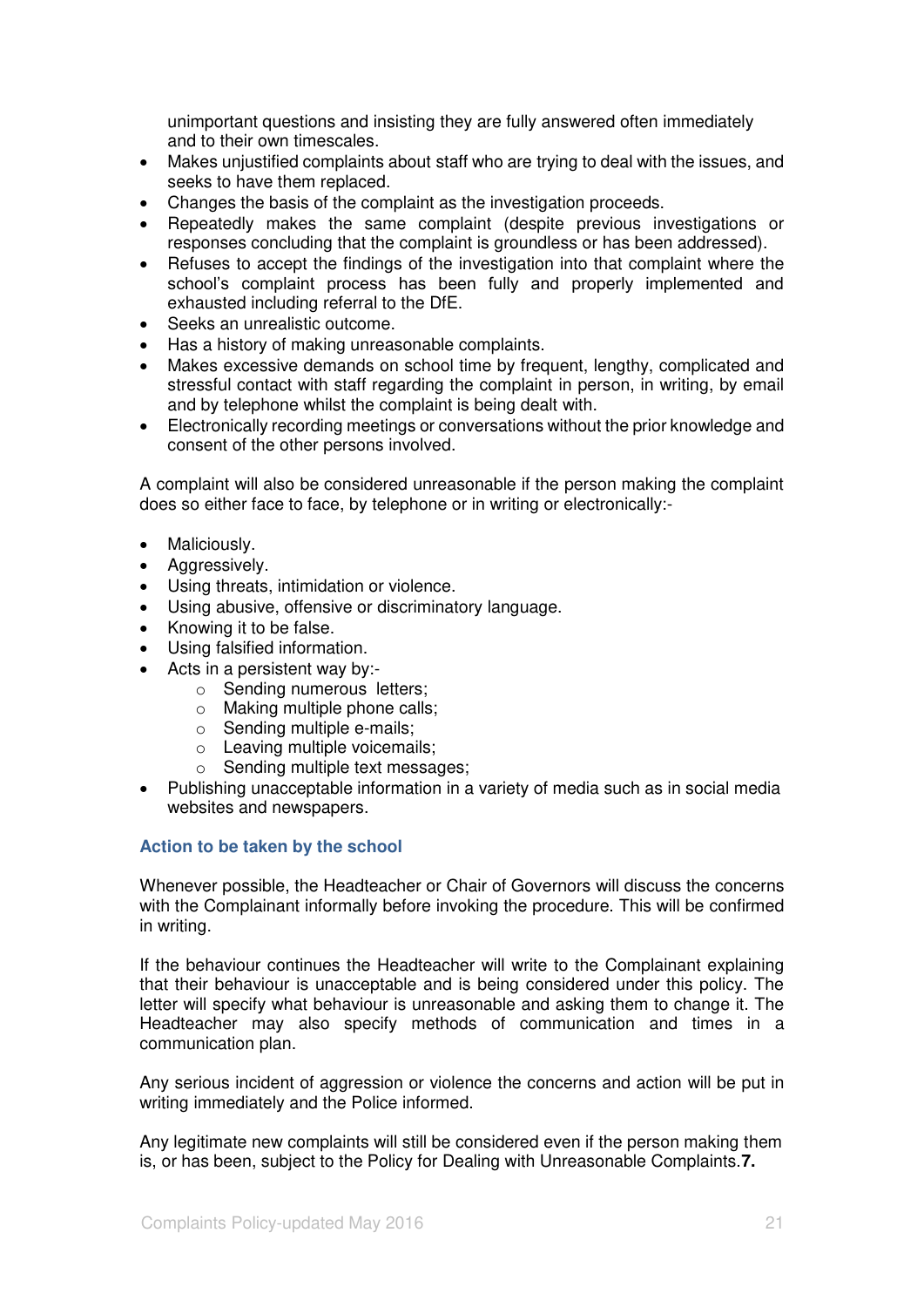unimportant questions and insisting they are fully answered often immediately and to their own timescales.

- Makes unjustified complaints about staff who are trying to deal with the issues, and seeks to have them replaced.
- Changes the basis of the complaint as the investigation proceeds.
- Repeatedly makes the same complaint (despite previous investigations or responses concluding that the complaint is groundless or has been addressed).
- Refuses to accept the findings of the investigation into that complaint where the school's complaint process has been fully and properly implemented and exhausted including referral to the DfE.
- Seeks an unrealistic outcome.
- Has a history of making unreasonable complaints.
- Makes excessive demands on school time by frequent, lengthy, complicated and stressful contact with staff regarding the complaint in person, in writing, by email and by telephone whilst the complaint is being dealt with.
- Electronically recording meetings or conversations without the prior knowledge and consent of the other persons involved.

A complaint will also be considered unreasonable if the person making the complaint does so either face to face, by telephone or in writing or electronically:-

- Maliciously.
- Aggressively.
- Using threats, intimidation or violence.
- Using abusive, offensive or discriminatory language.
- Knowing it to be false.
- Using falsified information.
- Acts in a persistent way by:-
  - Sending numerous letters;
  - Making multiple phone calls;
  - Sending multiple e-mails;
  - Leaving multiple voicemails;
  - Sending multiple text messages;
- Publishing unacceptable information in a variety of media such as in social media websites and newspapers.

### Action to be taken by the school

Whenever possible, the Headteacher or Chair of Governors will discuss the concerns with the Complainant informally before invoking the procedure. This will be confirmed in writing.

If the behaviour continues the Headteacher will write to the Complainant explaining that their behaviour is unacceptable and is being considered under this policy. The letter will specify what behaviour is unreasonable and asking them to change it. The Headteacher may also specify methods of communication and times in a communication plan.

Any serious incident of aggression or violence the concerns and action will be put in writing immediately and the Police informed.

Any legitimate new complaints will still be considered even if the person making them is, or has been, subject to the Policy for Dealing with Unreasonable Complaints.**7.**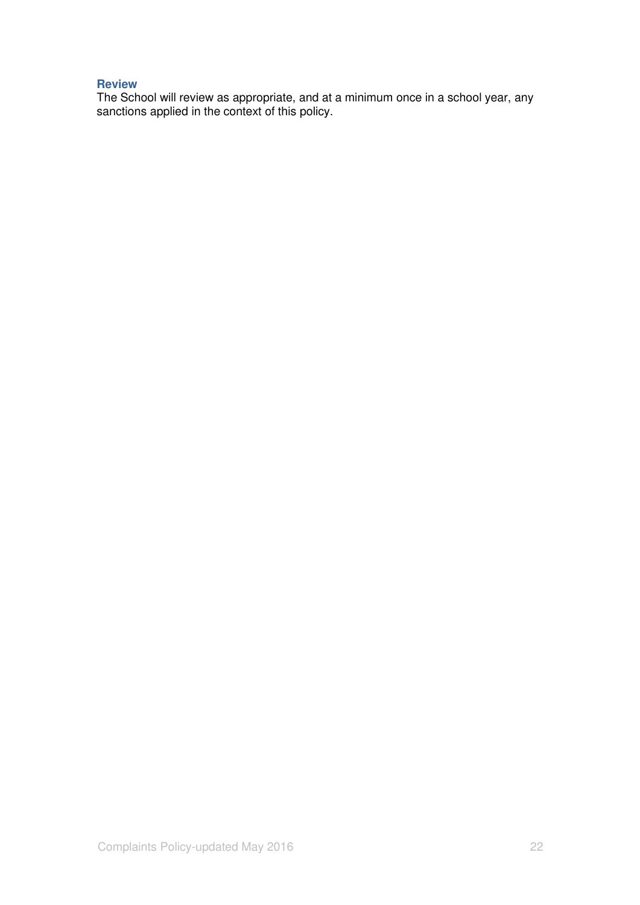### Review

The School will review as appropriate, and at a minimum once in a school year, any sanctions applied in the context of this policy.